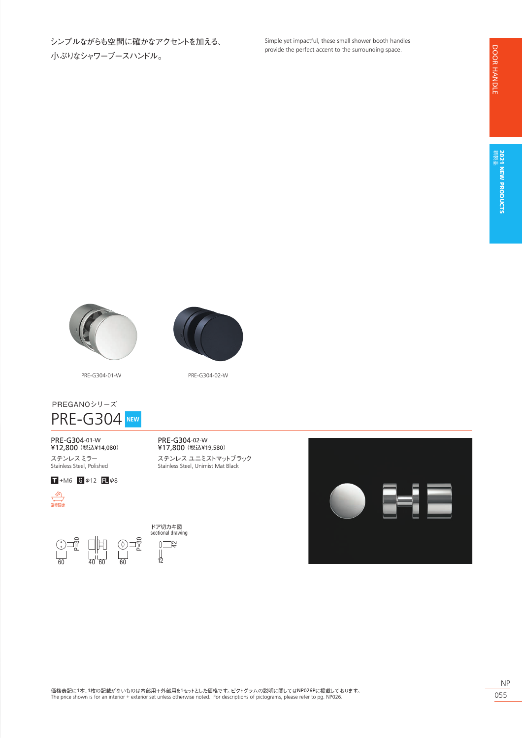シンプルながらも空間に確かなアクセントを加える、
小ぶりなシャワーブースハンドル。

Simple yet impactful, these small shower booth handles provide the perfect accent to the surrounding space.

DOOR HANDLE

新製品 2021 NEW PRODUCTS

PRE-G304-01-W

PRE-G304-02-W

PREGANOシリーズ

# PRE-G304 NEW

**PRE-G304-01-W**
¥12,800（税込¥14,080）
ステンレス ミラー
Stainless Steel, Polished

**PRE-G304-02-W**
¥17,800（税込¥19,580）
ステンレス ユニミストマットブラック
Stainless Steel, Unimist Mat Black

+M6 G φ12 FL φ8

浴室認定

ドア切カキ図
sectional drawing

P=30 60　40 60　P=30 60　42 12

価格表記に1本、1枚の記載がないものは内部用＋外部用を1セットとした価格です。ピクトグラムの説明に関してはNP026Pに掲載しております。
The price shown is for an interior + exterior set unless otherwise noted. For descriptions of pictograms, please refer to pg. NP026.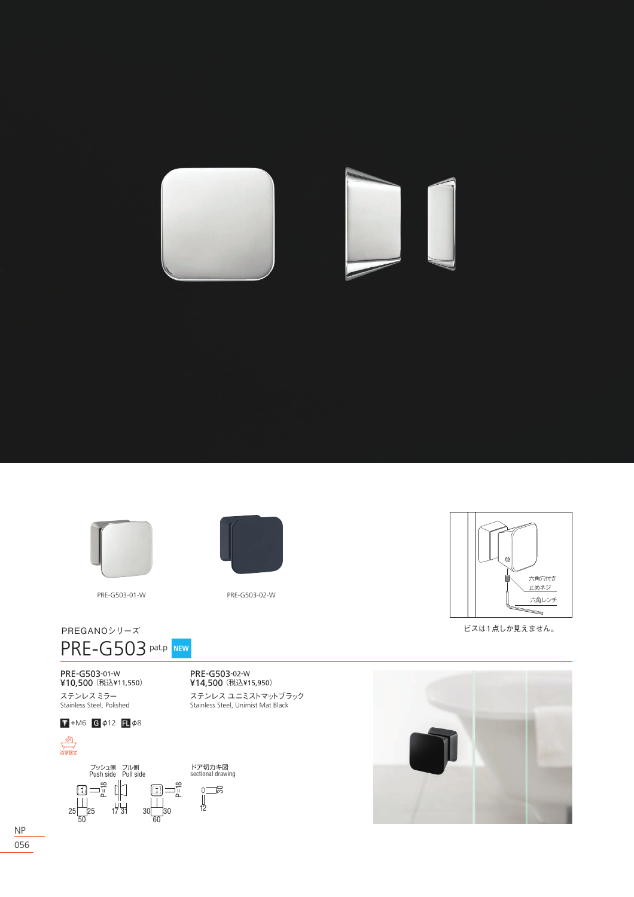PRE-G503-01-W

PRE-G503-02-W

六角穴付き止めネジ

六角レンチ

ビスは1点しか見えません。

PREGANOシリーズ

# PRE-G503 pat.p NEW

**PRE-G503-01-W**
**¥10,500（税込¥11,550）**
ステンレス ミラー
Stainless Steel, Polished

**PRE-G503-02-W**
**¥14,500（税込¥15,950）**
ステンレス ユニミストマットブラック
Stainless Steel, Unimist Mat Black

T +M6　G φ12　FL φ8

浴室限定

プッシュ側 Push side　プル側 Pull side

P=18　25　25　50　17　31

P=18　30　30　60

ドア切カキ図 sectional drawing

30　12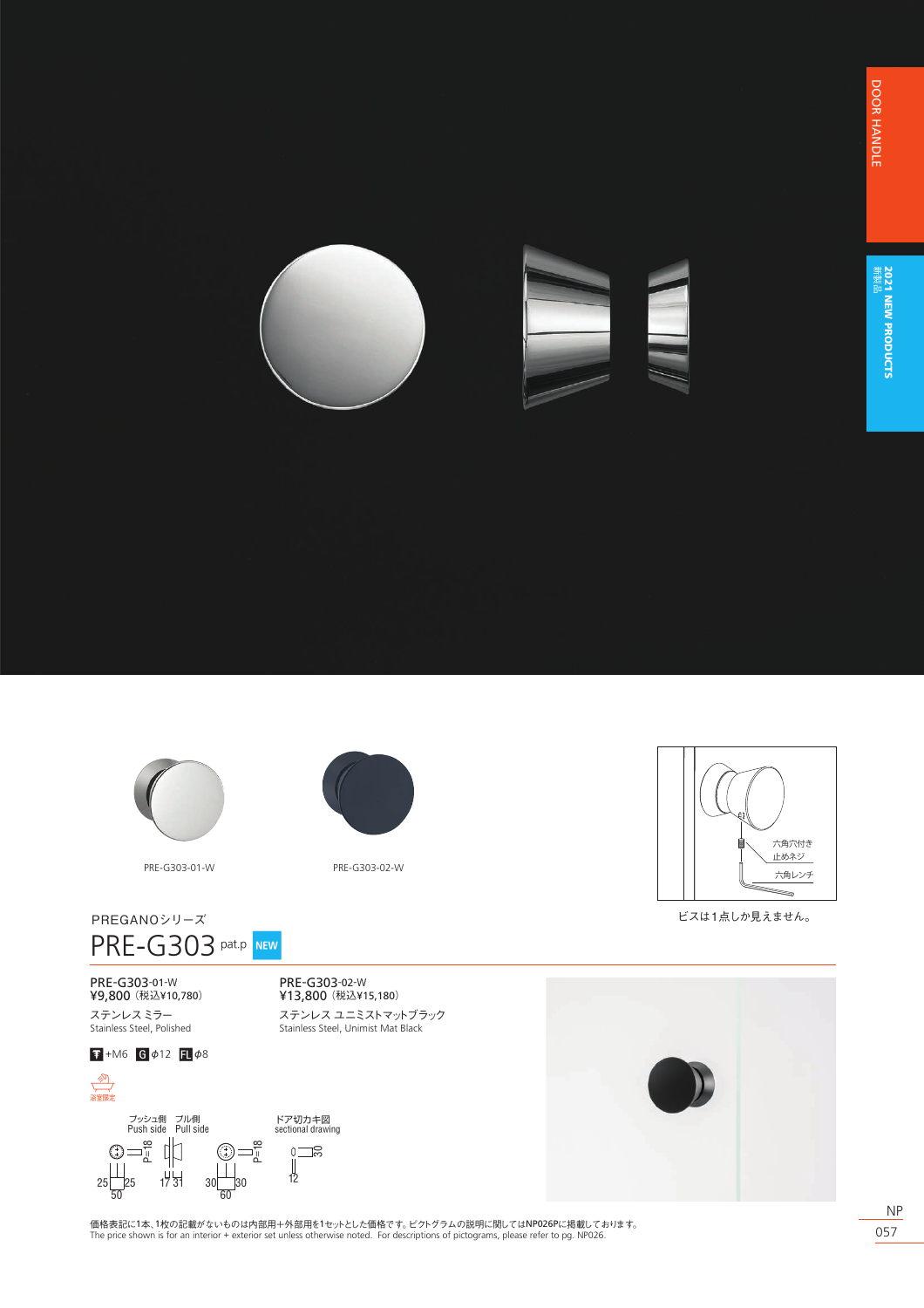DOOR HANDLE

2021 NEW PRODUCTS 新製品

PRE-G303-01-W

PRE-G303-02-W

六角穴付き止めネジ

六角レンチ

ビスは1点しか見えません。

PREGANOシリーズ

# PRE-G303 pat.p NEW

**PRE-G303-01-W**
¥9,800（税込¥10,780）
ステンレス ミラー
Stainless Steel, Polished

**PRE-G303-02-W**
¥13,800（税込¥15,180）
ステンレス ユニミストマットブラック
Stainless Steel, Unimist Mat Black

+M6　G φ12　FL φ8

浴室限定

プッシュ側 Push side　プル側 Pull side

P=18

25 25 50

17 31

30 30 60

ドア切カキ図 sectional drawing

0 30 12

価格表記に1本、1枚の記載がないものは内部用＋外部用を1セットとした価格です。ピクトグラムの説明に関してはNP026Pに掲載しております。
The price shown is for an interior + exterior set unless otherwise noted. For descriptions of pictograms, please refer to pg. NP026.